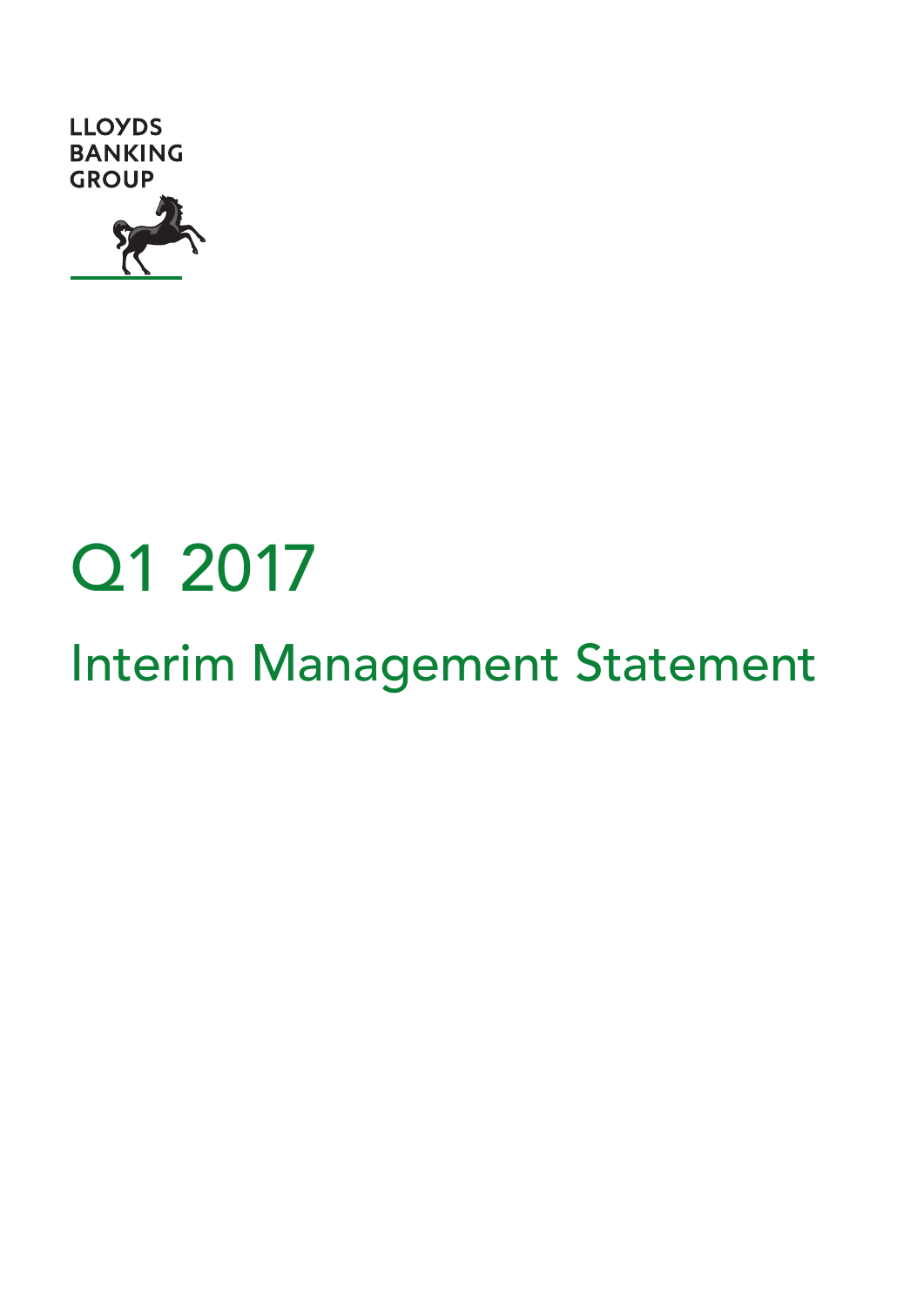LLOYDS
BANKING
GROUP

# Q1 2017

## Interim Management Statement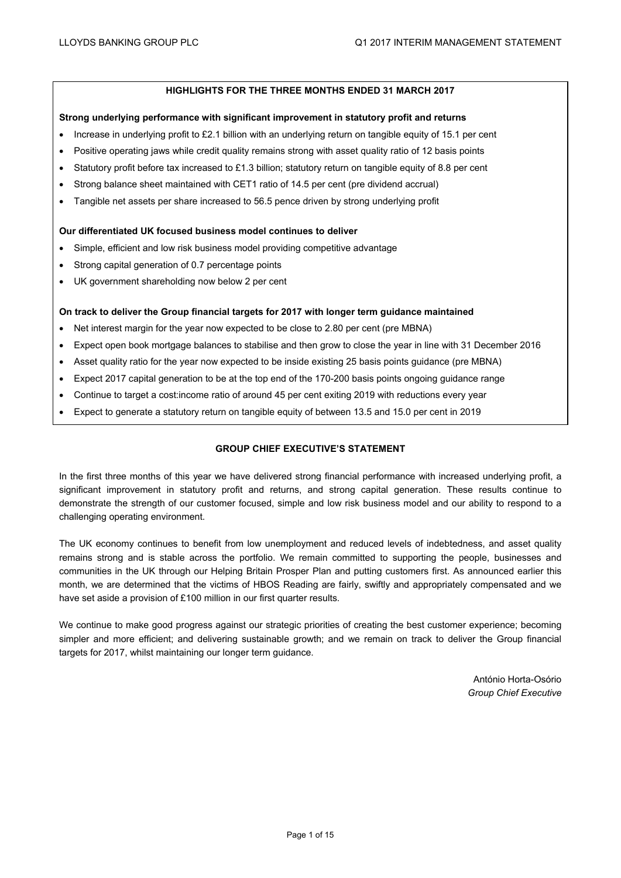## HIGHLIGHTS FOR THE THREE MONTHS ENDED 31 MARCH 2017

**Strong underlying performance with significant improvement in statutory profit and returns**

- Increase in underlying profit to £2.1 billion with an underlying return on tangible equity of 15.1 per cent
- Positive operating jaws while credit quality remains strong with asset quality ratio of 12 basis points
- Statutory profit before tax increased to £1.3 billion; statutory return on tangible equity of 8.8 per cent
- Strong balance sheet maintained with CET1 ratio of 14.5 per cent (pre dividend accrual)
- Tangible net assets per share increased to 56.5 pence driven by strong underlying profit

**Our differentiated UK focused business model continues to deliver**

- Simple, efficient and low risk business model providing competitive advantage
- Strong capital generation of 0.7 percentage points
- UK government shareholding now below 2 per cent

**On track to deliver the Group financial targets for 2017 with longer term guidance maintained**

- Net interest margin for the year now expected to be close to 2.80 per cent (pre MBNA)
- Expect open book mortgage balances to stabilise and then grow to close the year in line with 31 December 2016
- Asset quality ratio for the year now expected to be inside existing 25 basis points guidance (pre MBNA)
- Expect 2017 capital generation to be at the top end of the 170-200 basis points ongoing guidance range
- Continue to target a cost:income ratio of around 45 per cent exiting 2019 with reductions every year
- Expect to generate a statutory return on tangible equity of between 13.5 and 15.0 per cent in 2019

## GROUP CHIEF EXECUTIVE'S STATEMENT

In the first three months of this year we have delivered strong financial performance with increased underlying profit, a significant improvement in statutory profit and returns, and strong capital generation. These results continue to demonstrate the strength of our customer focused, simple and low risk business model and our ability to respond to a challenging operating environment.

The UK economy continues to benefit from low unemployment and reduced levels of indebtedness, and asset quality remains strong and is stable across the portfolio. We remain committed to supporting the people, businesses and communities in the UK through our Helping Britain Prosper Plan and putting customers first. As announced earlier this month, we are determined that the victims of HBOS Reading are fairly, swiftly and appropriately compensated and we have set aside a provision of £100 million in our first quarter results.

We continue to make good progress against our strategic priorities of creating the best customer experience; becoming simpler and more efficient; and delivering sustainable growth; and we remain on track to deliver the Group financial targets for 2017, whilst maintaining our longer term guidance.

António Horta-Osório
*Group Chief Executive*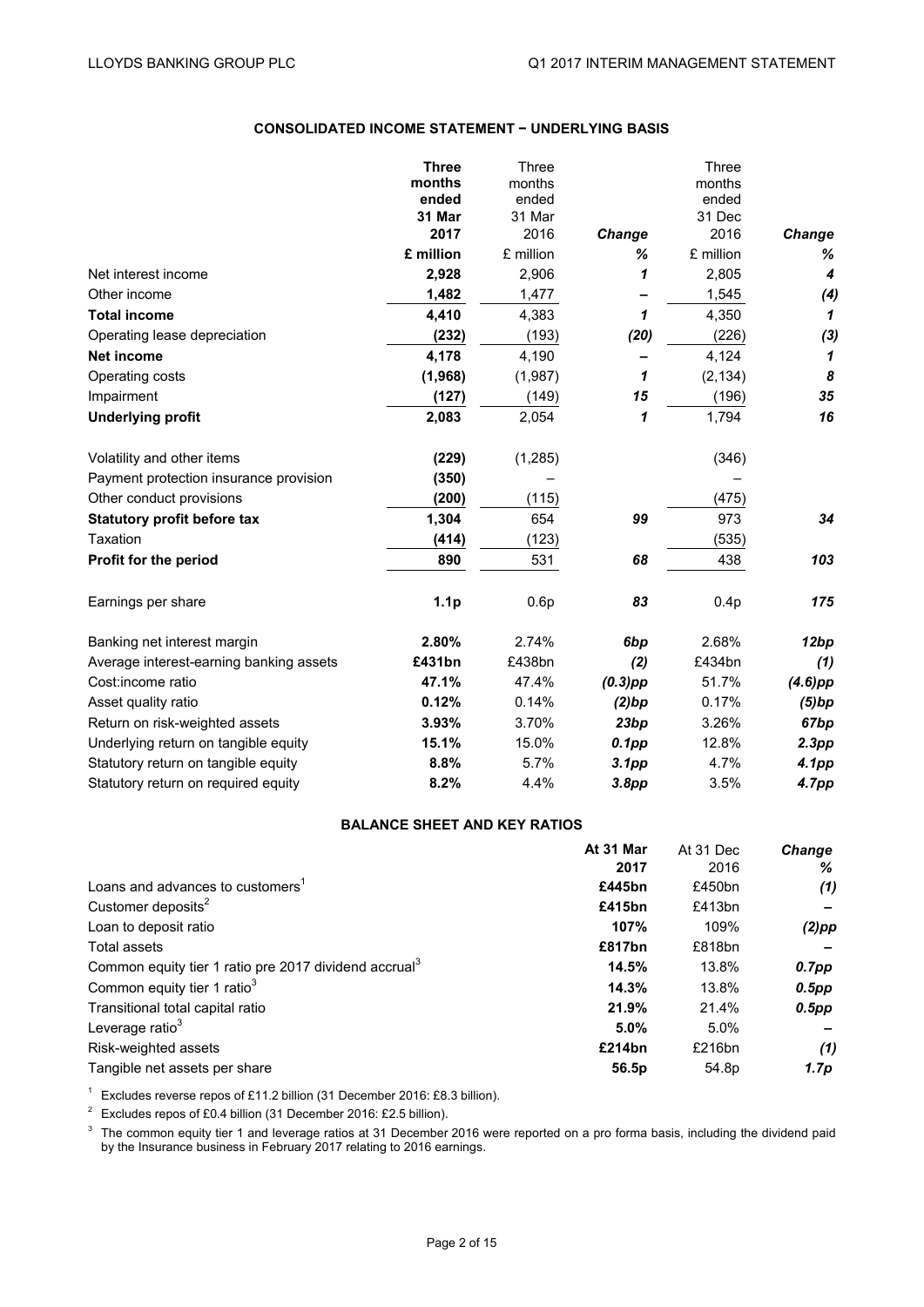## CONSOLIDATED INCOME STATEMENT − UNDERLYING BASIS

| | **Three months ended 31 Mar 2017** | Three months ended 31 Mar 2016 | ***Change*** | Three months ended 31 Dec 2016 | ***Change*** |
|---|---|---|---|---|---|
| | **£ million** | £ million | ***%*** | £ million | ***%*** |
| Net interest income | **2,928** | 2,906 | ***1*** | 2,805 | ***4*** |
| Other income | **1,482** | 1,477 | ***–*** | 1,545 | ***(4)*** |
| **Total income** | **4,410** | 4,383 | ***1*** | 4,350 | ***1*** |
| Operating lease depreciation | **(232)** | (193) | ***(20)*** | (226) | ***(3)*** |
| **Net income** | **4,178** | 4,190 | ***–*** | 4,124 | ***1*** |
| Operating costs | **(1,968)** | (1,987) | ***1*** | (2,134) | ***8*** |
| Impairment | **(127)** | (149) | ***15*** | (196) | ***35*** |
| **Underlying profit** | **2,083** | 2,054 | ***1*** | 1,794 | ***16*** |
| | | | | | |
| Volatility and other items | **(229)** | (1,285) | | (346) | |
| Payment protection insurance provision | **(350)** | – | | – | |
| Other conduct provisions | **(200)** | (115) | | (475) | |
| **Statutory profit before tax** | **1,304** | 654 | ***99*** | 973 | ***34*** |
| Taxation | **(414)** | (123) | | (535) | |
| **Profit for the period** | **890** | 531 | ***68*** | 438 | ***103*** |
| | | | | | |
| Earnings per share | **1.1p** | 0.6p | ***83*** | 0.4p | ***175*** |
| | | | | | |
| Banking net interest margin | **2.80%** | 2.74% | ***6bp*** | 2.68% | ***12bp*** |
| Average interest-earning banking assets | **£431bn** | £438bn | ***(2)*** | £434bn | ***(1)*** |
| Cost:income ratio | **47.1%** | 47.4% | ***(0.3)pp*** | 51.7% | ***(4.6)pp*** |
| Asset quality ratio | **0.12%** | 0.14% | ***(2)bp*** | 0.17% | ***(5)bp*** |
| Return on risk-weighted assets | **3.93%** | 3.70% | ***23bp*** | 3.26% | ***67bp*** |
| Underlying return on tangible equity | **15.1%** | 15.0% | ***0.1pp*** | 12.8% | ***2.3pp*** |
| Statutory return on tangible equity | **8.8%** | 5.7% | ***3.1pp*** | 4.7% | ***4.1pp*** |
| Statutory return on required equity | **8.2%** | 4.4% | ***3.8pp*** | 3.5% | ***4.7pp*** |

## BALANCE SHEET AND KEY RATIOS

| | **At 31 Mar 2017** | At 31 Dec 2016 | ***Change %*** |
|---|---|---|---|
| Loans and advances to customers[1] | **£445bn** | £450bn | ***(1)*** |
| Customer deposits[2] | **£415bn** | £413bn | ***–*** |
| Loan to deposit ratio | **107%** | 109% | ***(2)pp*** |
| Total assets | **£817bn** | £818bn | ***–*** |
| Common equity tier 1 ratio pre 2017 dividend accrual[3] | **14.5%** | 13.8% | ***0.7pp*** |
| Common equity tier 1 ratio[3] | **14.3%** | 13.8% | ***0.5pp*** |
| Transitional total capital ratio | **21.9%** | 21.4% | ***0.5pp*** |
| Leverage ratio[3] | **5.0%** | 5.0% | ***–*** |
| Risk-weighted assets | **£214bn** | £216bn | ***(1)*** |
| Tangible net assets per share | **56.5p** | 54.8p | ***1.7p*** |

[1] Excludes reverse repos of £11.2 billion (31 December 2016: £8.3 billion).

[2] Excludes repos of £0.4 billion (31 December 2016: £2.5 billion).

[3] The common equity tier 1 and leverage ratios at 31 December 2016 were reported on a pro forma basis, including the dividend paid by the Insurance business in February 2017 relating to 2016 earnings.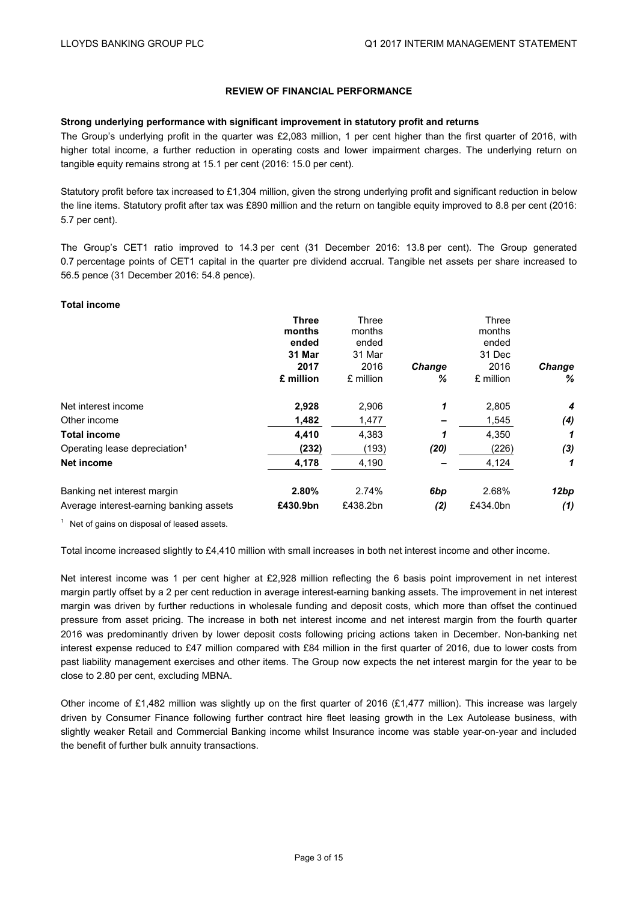## REVIEW OF FINANCIAL PERFORMANCE

**Strong underlying performance with significant improvement in statutory profit and returns**

The Group's underlying profit in the quarter was £2,083 million, 1 per cent higher than the first quarter of 2016, with higher total income, a further reduction in operating costs and lower impairment charges. The underlying return on tangible equity remains strong at 15.1 per cent (2016: 15.0 per cent).

Statutory profit before tax increased to £1,304 million, given the strong underlying profit and significant reduction in below the line items. Statutory profit after tax was £890 million and the return on tangible equity improved to 8.8 per cent (2016: 5.7 per cent).

The Group's CET1 ratio improved to 14.3 per cent (31 December 2016: 13.8 per cent). The Group generated 0.7 percentage points of CET1 capital in the quarter pre dividend accrual. Tangible net assets per share increased to 56.5 pence (31 December 2016: 54.8 pence).

**Total income**

| | **Three months ended 31 Mar 2017 £ million** | Three months ended 31 Mar 2016 £ million | ***Change %*** | Three months ended 31 Dec 2016 £ million | ***Change %*** |
|---|---|---|---|---|---|
| Net interest income | **2,928** | 2,906 | *1* | 2,805 | *4* |
| Other income | **1,482** | 1,477 | – | 1,545 | *(4)* |
| **Total income** | **4,410** | 4,383 | *1* | 4,350 | *1* |
| Operating lease depreciation[1] | **(232)** | (193) | *(20)* | (226) | *(3)* |
| **Net income** | **4,178** | 4,190 | – | 4,124 | *1* |
| | | | | | |
| Banking net interest margin | **2.80%** | 2.74% | *6bp* | 2.68% | *12bp* |
| Average interest-earning banking assets | **£430.9bn** | £438.2bn | *(2)* | £434.0bn | *(1)* |

[1] Net of gains on disposal of leased assets.

Total income increased slightly to £4,410 million with small increases in both net interest income and other income.

Net interest income was 1 per cent higher at £2,928 million reflecting the 6 basis point improvement in net interest margin partly offset by a 2 per cent reduction in average interest-earning banking assets. The improvement in net interest margin was driven by further reductions in wholesale funding and deposit costs, which more than offset the continued pressure from asset pricing. The increase in both net interest income and net interest margin from the fourth quarter 2016 was predominantly driven by lower deposit costs following pricing actions taken in December. Non-banking net interest expense reduced to £47 million compared with £84 million in the first quarter of 2016, due to lower costs from past liability management exercises and other items. The Group now expects the net interest margin for the year to be close to 2.80 per cent, excluding MBNA.

Other income of £1,482 million was slightly up on the first quarter of 2016 (£1,477 million). This increase was largely driven by Consumer Finance following further contract hire fleet leasing growth in the Lex Autolease business, with slightly weaker Retail and Commercial Banking income whilst Insurance income was stable year-on-year and included the benefit of further bulk annuity transactions.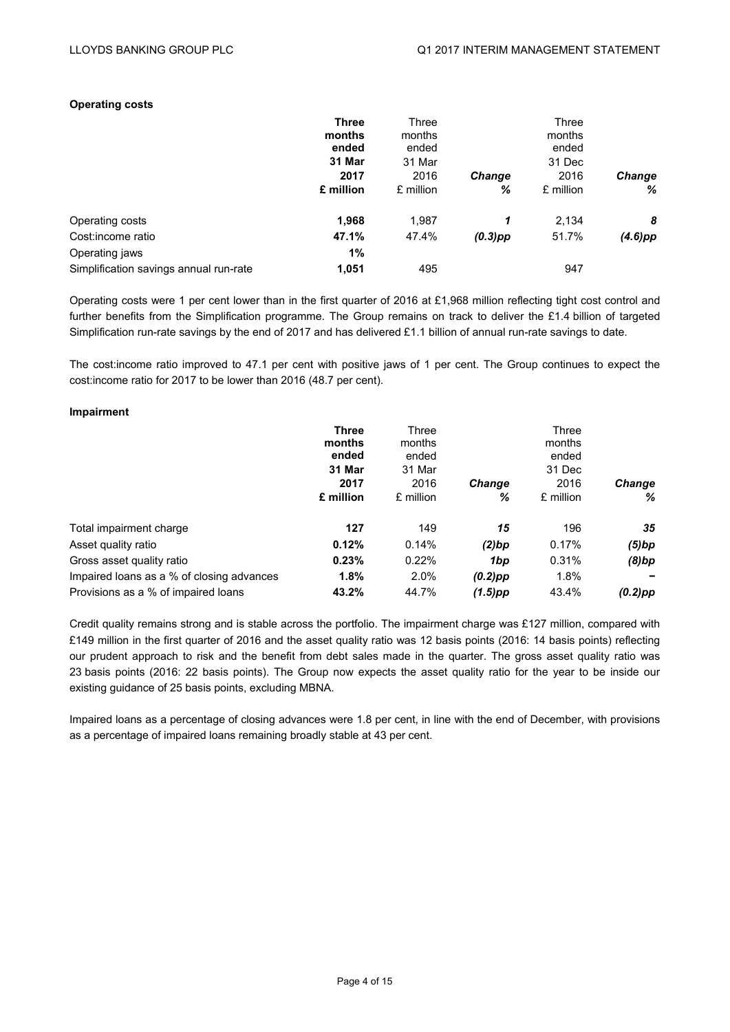**Operating costs**

| | Three months ended 31 Mar 2017 £ million | Three months ended 31 Mar 2016 £ million | Change % | Three months ended 31 Dec 2016 £ million | Change % |
|---|---|---|---|---|---|
| Operating costs | **1,968** | 1,987 | ***1*** | 2,134 | ***8*** |
| Cost:income ratio | **47.1%** | 47.4% | ***(0.3)pp*** | 51.7% | ***(4.6)pp*** |
| Operating jaws | **1%** | | | | |
| Simplification savings annual run-rate | **1,051** | 495 | | 947 | |

Operating costs were 1 per cent lower than in the first quarter of 2016 at £1,968 million reflecting tight cost control and further benefits from the Simplification programme. The Group remains on track to deliver the £1.4 billion of targeted Simplification run-rate savings by the end of 2017 and has delivered £1.1 billion of annual run-rate savings to date.

The cost:income ratio improved to 47.1 per cent with positive jaws of 1 per cent. The Group continues to expect the cost:income ratio for 2017 to be lower than 2016 (48.7 per cent).

**Impairment**

| | Three months ended 31 Mar 2017 £ million | Three months ended 31 Mar 2016 £ million | Change % | Three months ended 31 Dec 2016 £ million | Change % |
|---|---|---|---|---|---|
| Total impairment charge | **127** | 149 | ***15*** | 196 | ***35*** |
| Asset quality ratio | **0.12%** | 0.14% | ***(2)bp*** | 0.17% | ***(5)bp*** |
| Gross asset quality ratio | **0.23%** | 0.22% | ***1bp*** | 0.31% | ***(8)bp*** |
| Impaired loans as a % of closing advances | **1.8%** | 2.0% | ***(0.2)pp*** | 1.8% | ***–*** |
| Provisions as a % of impaired loans | **43.2%** | 44.7% | ***(1.5)pp*** | 43.4% | ***(0.2)pp*** |

Credit quality remains strong and is stable across the portfolio. The impairment charge was £127 million, compared with £149 million in the first quarter of 2016 and the asset quality ratio was 12 basis points (2016: 14 basis points) reflecting our prudent approach to risk and the benefit from debt sales made in the quarter. The gross asset quality ratio was 23 basis points (2016: 22 basis points). The Group now expects the asset quality ratio for the year to be inside our existing guidance of 25 basis points, excluding MBNA.

Impaired loans as a percentage of closing advances were 1.8 per cent, in line with the end of December, with provisions as a percentage of impaired loans remaining broadly stable at 43 per cent.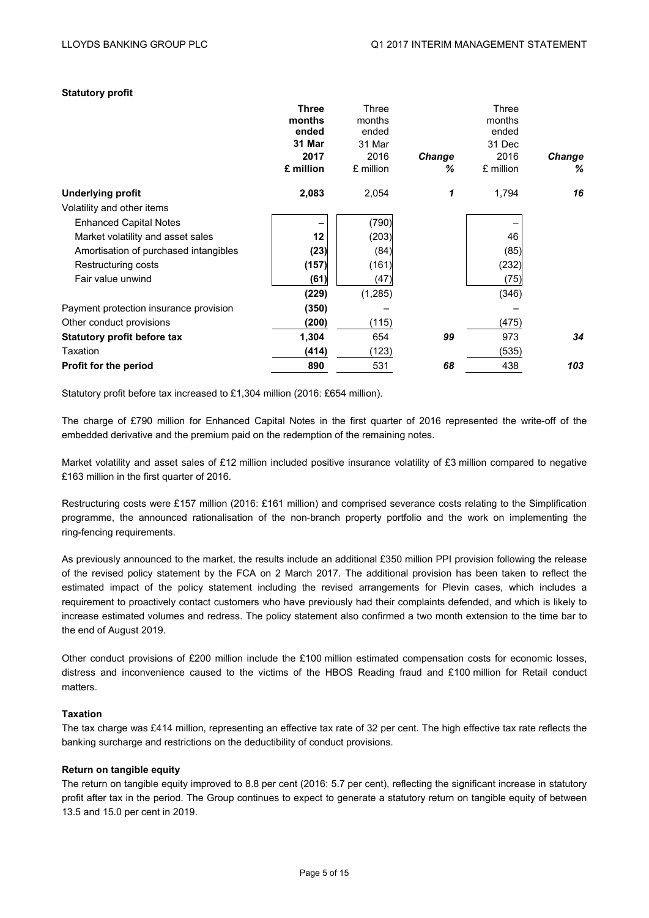**Statutory profit**

| | **Three months ended 31 Mar 2017 £ million** | Three months ended 31 Mar 2016 £ million | *Change %* | Three months ended 31 Dec 2016 £ million | *Change %* |
|---|---|---|---|---|---|
| **Underlying profit** | **2,083** | 2,054 | *1* | 1,794 | *16* |
| Volatility and other items | | | | | |
| Enhanced Capital Notes | **–** | (790) | | – | |
| Market volatility and asset sales | **12** | (203) | | 46 | |
| Amortisation of purchased intangibles | **(23)** | (84) | | (85) | |
| Restructuring costs | **(157)** | (161) | | (232) | |
| Fair value unwind | **(61)** | (47) | | (75) | |
| | **(229)** | (1,285) | | (346) | |
| Payment protection insurance provision | **(350)** | – | | – | |
| Other conduct provisions | **(200)** | (115) | | (475) | |
| **Statutory profit before tax** | **1,304** | 654 | *99* | 973 | *34* |
| Taxation | **(414)** | (123) | | (535) | |
| **Profit for the period** | **890** | 531 | *68* | 438 | *103* |

Statutory profit before tax increased to £1,304 million (2016: £654 million).

The charge of £790 million for Enhanced Capital Notes in the first quarter of 2016 represented the write-off of the embedded derivative and the premium paid on the redemption of the remaining notes.

Market volatility and asset sales of £12 million included positive insurance volatility of £3 million compared to negative £163 million in the first quarter of 2016.

Restructuring costs were £157 million (2016: £161 million) and comprised severance costs relating to the Simplification programme, the announced rationalisation of the non-branch property portfolio and the work on implementing the ring-fencing requirements.

As previously announced to the market, the results include an additional £350 million PPI provision following the release of the revised policy statement by the FCA on 2 March 2017. The additional provision has been taken to reflect the estimated impact of the policy statement including the revised arrangements for Plevin cases, which includes a requirement to proactively contact customers who have previously had their complaints defended, and which is likely to increase estimated volumes and redress. The policy statement also confirmed a two month extension to the time bar to the end of August 2019.

Other conduct provisions of £200 million include the £100 million estimated compensation costs for economic losses, distress and inconvenience caused to the victims of the HBOS Reading fraud and £100 million for Retail conduct matters.

**Taxation**

The tax charge was £414 million, representing an effective tax rate of 32 per cent. The high effective tax rate reflects the banking surcharge and restrictions on the deductibility of conduct provisions.

**Return on tangible equity**

The return on tangible equity improved to 8.8 per cent (2016: 5.7 per cent), reflecting the significant increase in statutory profit after tax in the period. The Group continues to expect to generate a statutory return on tangible equity of between 13.5 and 15.0 per cent in 2019.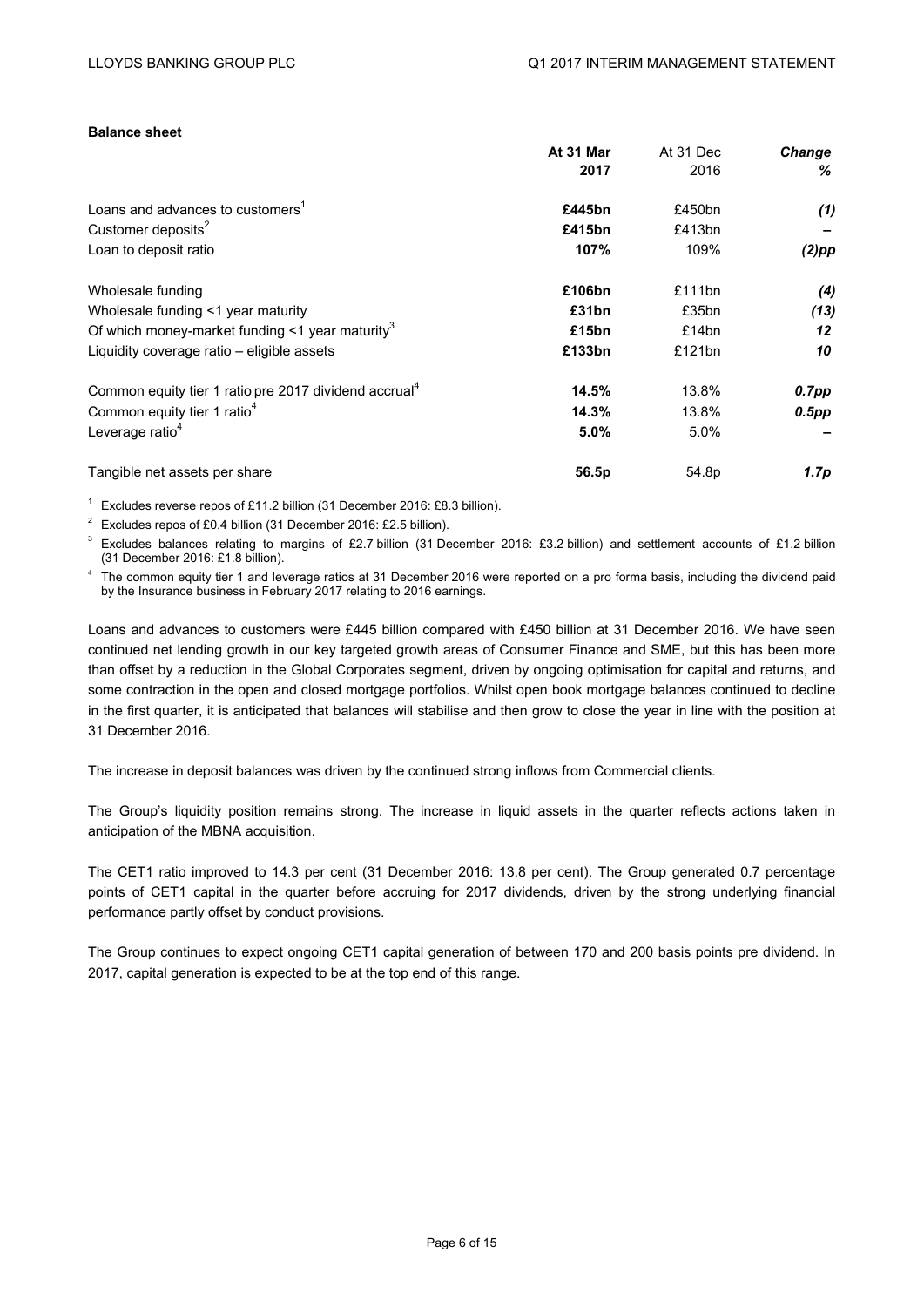**Balance sheet**

| | **At 31 Mar 2017** | At 31 Dec 2016 | ***Change %*** |
|---|---|---|---|
| Loans and advances to customers[1] | **£445bn** | £450bn | ***(1)*** |
| Customer deposits[2] | **£415bn** | £413bn | ***–*** |
| Loan to deposit ratio | **107%** | 109% | ***(2)pp*** |
| | | | |
| Wholesale funding | **£106bn** | £111bn | ***(4)*** |
| Wholesale funding <1 year maturity | **£31bn** | £35bn | ***(13)*** |
| Of which money-market funding <1 year maturity[3] | **£15bn** | £14bn | ***12*** |
| Liquidity coverage ratio – eligible assets | **£133bn** | £121bn | ***10*** |
| | | | |
| Common equity tier 1 ratio pre 2017 dividend accrual[4] | **14.5%** | 13.8% | ***0.7pp*** |
| Common equity tier 1 ratio[4] | **14.3%** | 13.8% | ***0.5pp*** |
| Leverage ratio[4] | **5.0%** | 5.0% | ***–*** |
| | | | |
| Tangible net assets per share | **56.5p** | 54.8p | ***1.7p*** |

[1] Excludes reverse repos of £11.2 billion (31 December 2016: £8.3 billion).

[2] Excludes repos of £0.4 billion (31 December 2016: £2.5 billion).

[3] Excludes balances relating to margins of £2.7 billion (31 December 2016: £3.2 billion) and settlement accounts of £1.2 billion (31 December 2016: £1.8 billion).

[4] The common equity tier 1 and leverage ratios at 31 December 2016 were reported on a pro forma basis, including the dividend paid by the Insurance business in February 2017 relating to 2016 earnings.

Loans and advances to customers were £445 billion compared with £450 billion at 31 December 2016. We have seen continued net lending growth in our key targeted growth areas of Consumer Finance and SME, but this has been more than offset by a reduction in the Global Corporates segment, driven by ongoing optimisation for capital and returns, and some contraction in the open and closed mortgage portfolios. Whilst open book mortgage balances continued to decline in the first quarter, it is anticipated that balances will stabilise and then grow to close the year in line with the position at 31 December 2016.

The increase in deposit balances was driven by the continued strong inflows from Commercial clients.

The Group's liquidity position remains strong. The increase in liquid assets in the quarter reflects actions taken in anticipation of the MBNA acquisition.

The CET1 ratio improved to 14.3 per cent (31 December 2016: 13.8 per cent). The Group generated 0.7 percentage points of CET1 capital in the quarter before accruing for 2017 dividends, driven by the strong underlying financial performance partly offset by conduct provisions.

The Group continues to expect ongoing CET1 capital generation of between 170 and 200 basis points pre dividend. In 2017, capital generation is expected to be at the top end of this range.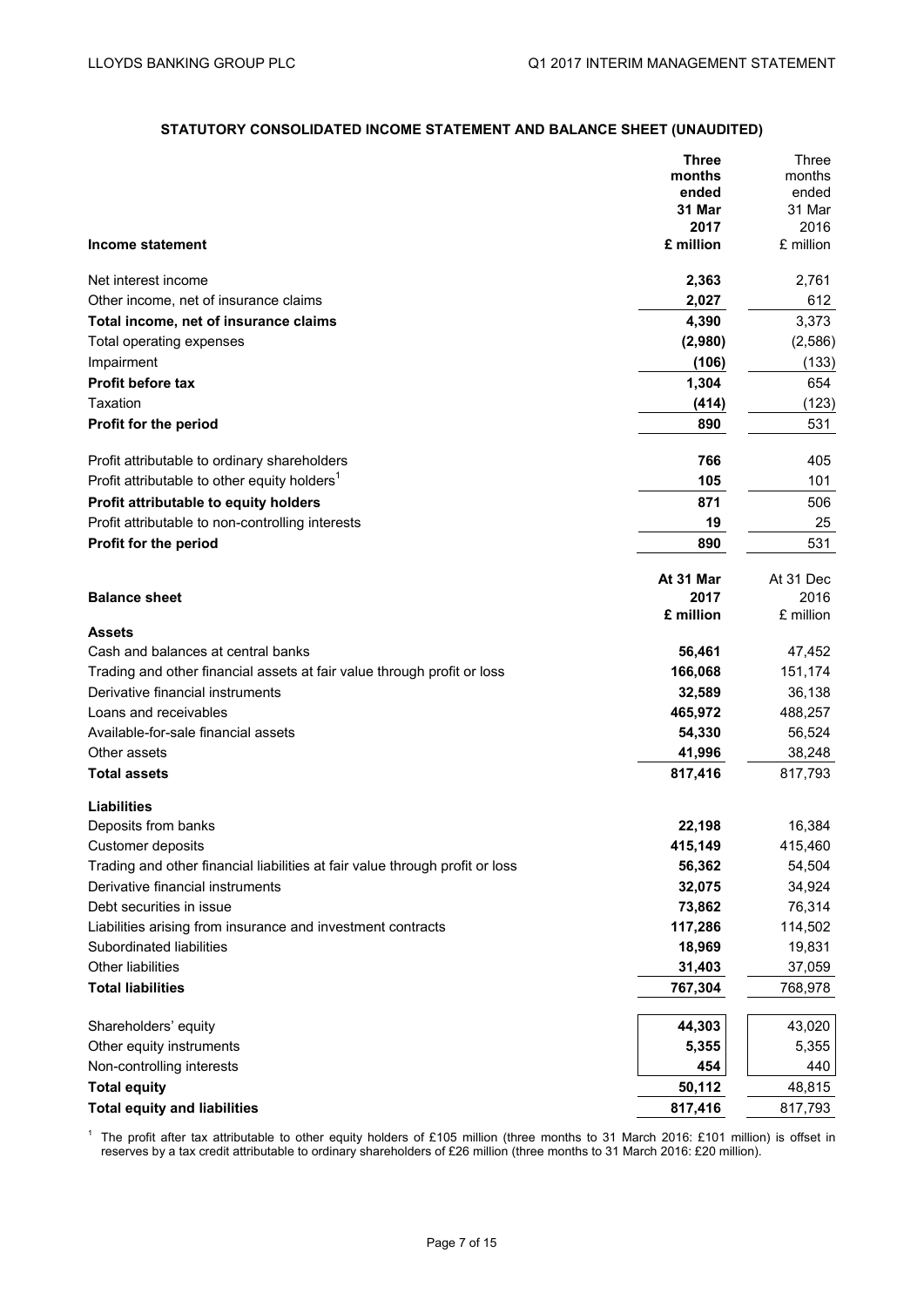## STATUTORY CONSOLIDATED INCOME STATEMENT AND BALANCE SHEET (UNAUDITED)

| Income statement | **Three months ended 31 Mar 2017 £ million** | Three months ended 31 Mar 2016 £ million |
|---|---|---|
| Net interest income | **2,363** | 2,761 |
| Other income, net of insurance claims | **2,027** | 612 |
| **Total income, net of insurance claims** | **4,390** | 3,373 |
| Total operating expenses | **(2,980)** | (2,586) |
| Impairment | **(106)** | (133) |
| **Profit before tax** | **1,304** | 654 |
| Taxation | **(414)** | (123) |
| **Profit for the period** | **890** | 531 |
| | | |
| Profit attributable to ordinary shareholders | **766** | 405 |
| Profit attributable to other equity holders[1] | **105** | 101 |
| **Profit attributable to equity holders** | **871** | 506 |
| Profit attributable to non-controlling interests | **19** | 25 |
| **Profit for the period** | **890** | 531 |

| Balance sheet | **At 31 Mar 2017 £ million** | At 31 Dec 2016 £ million |
|---|---|---|
| **Assets** | | |
| Cash and balances at central banks | **56,461** | 47,452 |
| Trading and other financial assets at fair value through profit or loss | **166,068** | 151,174 |
| Derivative financial instruments | **32,589** | 36,138 |
| Loans and receivables | **465,972** | 488,257 |
| Available-for-sale financial assets | **54,330** | 56,524 |
| Other assets | **41,996** | 38,248 |
| **Total assets** | **817,416** | 817,793 |
| | | |
| **Liabilities** | | |
| Deposits from banks | **22,198** | 16,384 |
| Customer deposits | **415,149** | 415,460 |
| Trading and other financial liabilities at fair value through profit or loss | **56,362** | 54,504 |
| Derivative financial instruments | **32,075** | 34,924 |
| Debt securities in issue | **73,862** | 76,314 |
| Liabilities arising from insurance and investment contracts | **117,286** | 114,502 |
| Subordinated liabilities | **18,969** | 19,831 |
| Other liabilities | **31,403** | 37,059 |
| **Total liabilities** | **767,304** | 768,978 |
| | | |
| Shareholders' equity | **44,303** | 43,020 |
| Other equity instruments | **5,355** | 5,355 |
| Non-controlling interests | **454** | 440 |
| **Total equity** | **50,112** | 48,815 |
| **Total equity and liabilities** | **817,416** | 817,793 |

[1] The profit after tax attributable to other equity holders of £105 million (three months to 31 March 2016: £101 million) is offset in reserves by a tax credit attributable to ordinary shareholders of £26 million (three months to 31 March 2016: £20 million).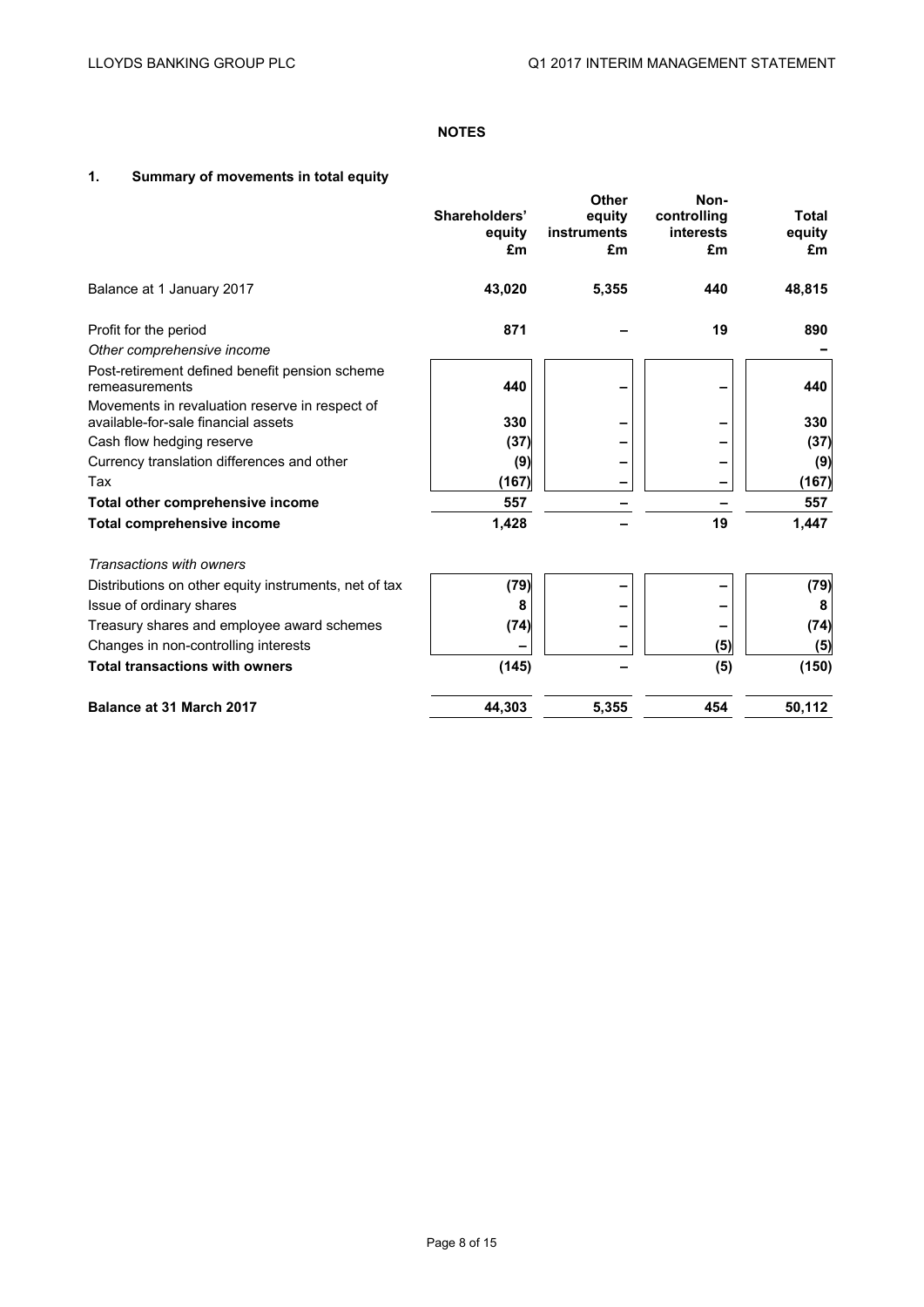## NOTES

### 1. Summary of movements in total equity

| | Shareholders' equity £m | Other equity instruments £m | Non-controlling interests £m | Total equity £m |
|---|---|---|---|---|
| Balance at 1 January 2017 | **43,020** | **5,355** | **440** | **48,815** |
| Profit for the period | **871** | – | **19** | **890** |
| *Other comprehensive income* | | | | – |
| Post-retirement defined benefit pension scheme remeasurements | **440** | – | – | **440** |
| Movements in revaluation reserve in respect of available-for-sale financial assets | **330** | – | – | **330** |
| Cash flow hedging reserve | **(37)** | – | – | **(37)** |
| Currency translation differences and other | **(9)** | – | – | **(9)** |
| Tax | **(167)** | – | – | **(167)** |
| **Total other comprehensive income** | **557** | – | – | **557** |
| **Total comprehensive income** | **1,428** | – | **19** | **1,447** |
| *Transactions with owners* | | | | |
| Distributions on other equity instruments, net of tax | **(79)** | – | – | **(79)** |
| Issue of ordinary shares | **8** | – | – | **8** |
| Treasury shares and employee award schemes | **(74)** | – | – | **(74)** |
| Changes in non-controlling interests | – | – | **(5)** | **(5)** |
| **Total transactions with owners** | **(145)** | – | **(5)** | **(150)** |
| **Balance at 31 March 2017** | **44,303** | **5,355** | **454** | **50,112** |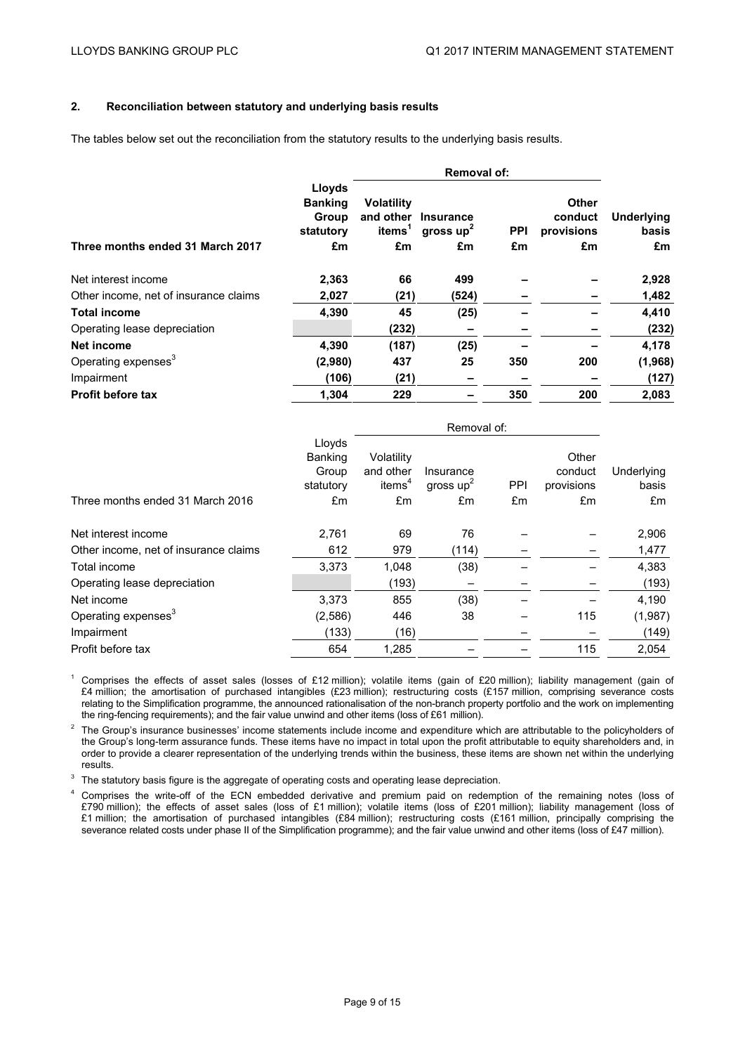## 2. Reconciliation between statutory and underlying basis results

The tables below set out the reconciliation from the statutory results to the underlying basis results.

| | | Removal of: | | | | |
|---|---|---|---|---|---|---|
| **Three months ended 31 March 2017** | **Lloyds Banking Group statutory £m** | **Volatility and other items[1] £m** | **Insurance gross up[2] £m** | **PPI £m** | **Other conduct provisions £m** | **Underlying basis £m** |
| Net interest income | **2,363** | **66** | **499** | **–** | **–** | **2,928** |
| Other income, net of insurance claims | **2,027** | **(21)** | **(524)** | **–** | **–** | **1,482** |
| **Total income** | **4,390** | **45** | **(25)** | **–** | **–** | **4,410** |
| Operating lease depreciation | | **(232)** | **–** | **–** | **–** | **(232)** |
| **Net income** | **4,390** | **(187)** | **(25)** | **–** | **–** | **4,178** |
| Operating expenses[3] | **(2,980)** | **437** | **25** | **350** | **200** | **(1,968)** |
| Impairment | **(106)** | **(21)** | **–** | **–** | **–** | **(127)** |
| **Profit before tax** | **1,304** | **229** | **–** | **350** | **200** | **2,083** |

| | | Removal of: | | | | |
|---|---|---|---|---|---|---|
| Three months ended 31 March 2016 | Lloyds Banking Group statutory £m | Volatility and other items[4] £m | Insurance gross up[2] £m | PPI £m | Other conduct provisions £m | Underlying basis £m |
| Net interest income | 2,761 | 69 | 76 | – | – | 2,906 |
| Other income, net of insurance claims | 612 | 979 | (114) | – | – | 1,477 |
| Total income | 3,373 | 1,048 | (38) | – | – | 4,383 |
| Operating lease depreciation | | (193) | – | – | – | (193) |
| Net income | 3,373 | 855 | (38) | – | – | 4,190 |
| Operating expenses[3] | (2,586) | 446 | 38 | – | 115 | (1,987) |
| Impairment | (133) | (16) | | – | – | (149) |
| Profit before tax | 654 | 1,285 | – | – | 115 | 2,054 |

[1] Comprises the effects of asset sales (losses of £12 million); volatile items (gain of £20 million); liability management (gain of £4 million; the amortisation of purchased intangibles (£23 million); restructuring costs (£157 million, comprising severance costs relating to the Simplification programme, the announced rationalisation of the non-branch property portfolio and the work on implementing the ring-fencing requirements); and the fair value unwind and other items (loss of £61 million).

[2] The Group's insurance businesses' income statements include income and expenditure which are attributable to the policyholders of the Group's long-term assurance funds. These items have no impact in total upon the profit attributable to equity shareholders and, in order to provide a clearer representation of the underlying trends within the business, these items are shown net within the underlying results.

[3] The statutory basis figure is the aggregate of operating costs and operating lease depreciation.

[4] Comprises the write-off of the ECN embedded derivative and premium paid on redemption of the remaining notes (loss of £790 million); the effects of asset sales (loss of £1 million); volatile items (loss of £201 million); liability management (loss of £1 million; the amortisation of purchased intangibles (£84 million); restructuring costs (£161 million, principally comprising the severance related costs under phase II of the Simplification programme); and the fair value unwind and other items (loss of £47 million).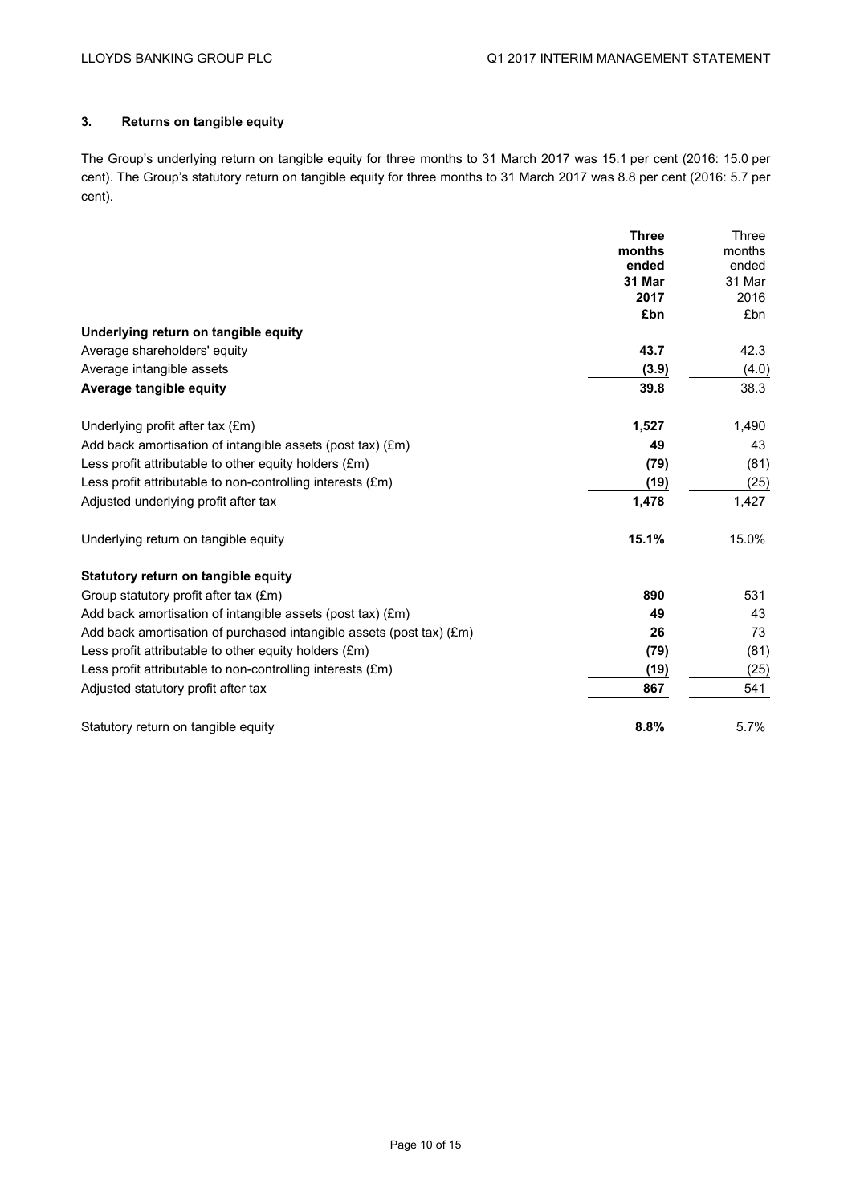## 3. Returns on tangible equity

The Group's underlying return on tangible equity for three months to 31 March 2017 was 15.1 per cent (2016: 15.0 per cent). The Group's statutory return on tangible equity for three months to 31 March 2017 was 8.8 per cent (2016: 5.7 per cent).

| | **Three months ended 31 Mar 2017 £bn** | Three months ended 31 Mar 2016 £bn |
|---|---|---|
| **Underlying return on tangible equity** | | |
| Average shareholders' equity | **43.7** | 42.3 |
| Average intangible assets | **(3.9)** | (4.0) |
| **Average tangible equity** | **39.8** | 38.3 |
| | | |
| Underlying profit after tax (£m) | **1,527** | 1,490 |
| Add back amortisation of intangible assets (post tax) (£m) | **49** | 43 |
| Less profit attributable to other equity holders (£m) | **(79)** | (81) |
| Less profit attributable to non-controlling interests (£m) | **(19)** | (25) |
| Adjusted underlying profit after tax | **1,478** | 1,427 |
| | | |
| Underlying return on tangible equity | **15.1%** | 15.0% |
| | | |
| **Statutory return on tangible equity** | | |
| Group statutory profit after tax (£m) | **890** | 531 |
| Add back amortisation of intangible assets (post tax) (£m) | **49** | 43 |
| Add back amortisation of purchased intangible assets (post tax) (£m) | **26** | 73 |
| Less profit attributable to other equity holders (£m) | **(79)** | (81) |
| Less profit attributable to non-controlling interests (£m) | **(19)** | (25) |
| Adjusted statutory profit after tax | **867** | 541 |
| | | |
| Statutory return on tangible equity | **8.8%** | 5.7% |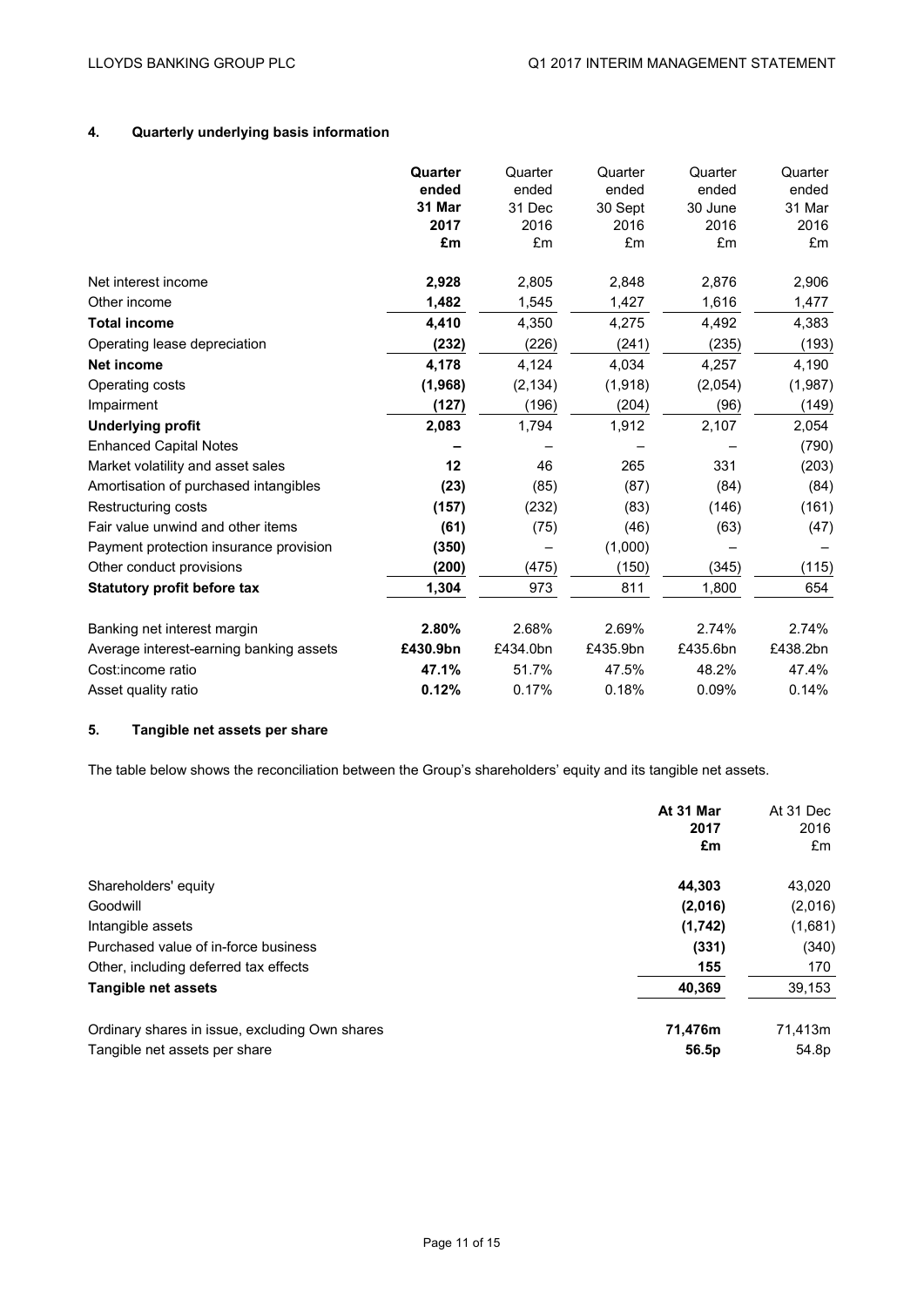## 4. Quarterly underlying basis information

| | **Quarter ended 31 Mar 2017 £m** | Quarter ended 31 Dec 2016 £m | Quarter ended 30 Sept 2016 £m | Quarter ended 30 June 2016 £m | Quarter ended 31 Mar 2016 £m |
|---|---|---|---|---|---|
| Net interest income | **2,928** | 2,805 | 2,848 | 2,876 | 2,906 |
| Other income | **1,482** | 1,545 | 1,427 | 1,616 | 1,477 |
| **Total income** | **4,410** | 4,350 | 4,275 | 4,492 | 4,383 |
| Operating lease depreciation | **(232)** | (226) | (241) | (235) | (193) |
| **Net income** | **4,178** | 4,124 | 4,034 | 4,257 | 4,190 |
| Operating costs | **(1,968)** | (2,134) | (1,918) | (2,054) | (1,987) |
| Impairment | **(127)** | (196) | (204) | (96) | (149) |
| **Underlying profit** | **2,083** | 1,794 | 1,912 | 2,107 | 2,054 |
| Enhanced Capital Notes | **–** | – | – | – | (790) |
| Market volatility and asset sales | **12** | 46 | 265 | 331 | (203) |
| Amortisation of purchased intangibles | **(23)** | (85) | (87) | (84) | (84) |
| Restructuring costs | **(157)** | (232) | (83) | (146) | (161) |
| Fair value unwind and other items | **(61)** | (75) | (46) | (63) | (47) |
| Payment protection insurance provision | **(350)** | – | (1,000) | – | – |
| Other conduct provisions | **(200)** | (475) | (150) | (345) | (115) |
| **Statutory profit before tax** | **1,304** | 973 | 811 | 1,800 | 654 |
| | | | | | |
| Banking net interest margin | **2.80%** | 2.68% | 2.69% | 2.74% | 2.74% |
| Average interest-earning banking assets | **£430.9bn** | £434.0bn | £435.9bn | £435.6bn | £438.2bn |
| Cost:income ratio | **47.1%** | 51.7% | 47.5% | 48.2% | 47.4% |
| Asset quality ratio | **0.12%** | 0.17% | 0.18% | 0.09% | 0.14% |

## 5. Tangible net assets per share

The table below shows the reconciliation between the Group's shareholders' equity and its tangible net assets.

| | **At 31 Mar 2017 £m** | At 31 Dec 2016 £m |
|---|---|---|
| Shareholders' equity | **44,303** | 43,020 |
| Goodwill | **(2,016)** | (2,016) |
| Intangible assets | **(1,742)** | (1,681) |
| Purchased value of in-force business | **(331)** | (340) |
| Other, including deferred tax effects | **155** | 170 |
| **Tangible net assets** | **40,369** | 39,153 |
| | | |
| Ordinary shares in issue, excluding Own shares | **71,476m** | 71,413m |
| Tangible net assets per share | **56.5p** | 54.8p |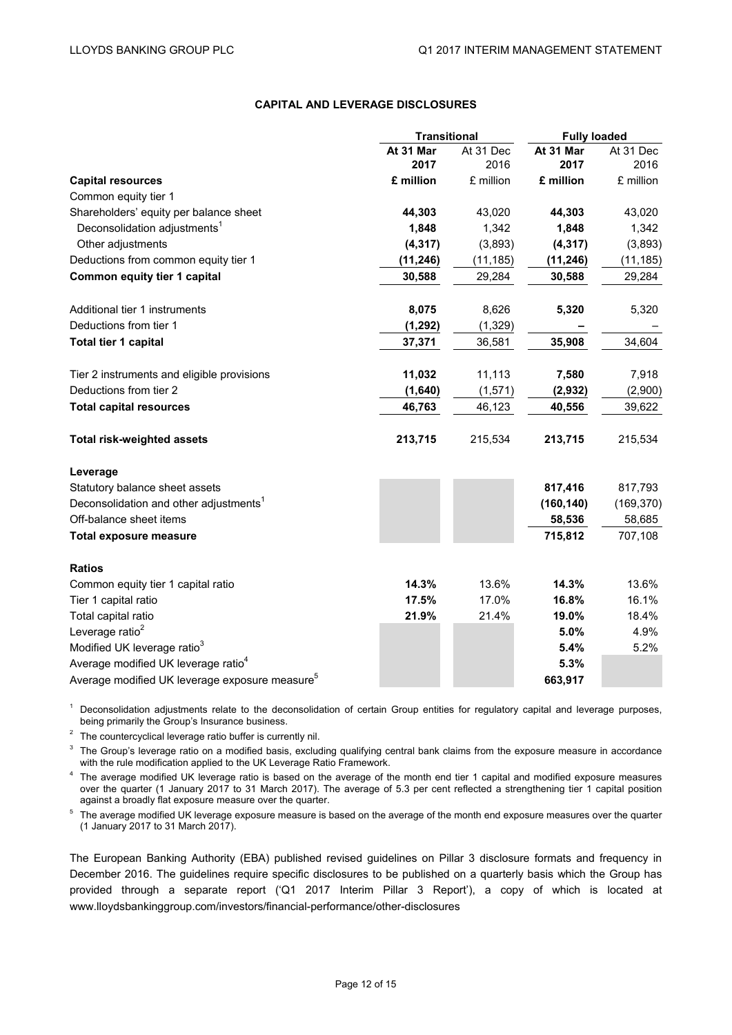## CAPITAL AND LEVERAGE DISCLOSURES

| | Transitional | | Fully loaded | |
|---|---|---|---|---|
| | **At 31 Mar 2017** | At 31 Dec 2016 | **At 31 Mar 2017** | At 31 Dec 2016 |
| **Capital resources** | **£ million** | £ million | **£ million** | £ million |
| Common equity tier 1 | | | | |
| Shareholders' equity per balance sheet | **44,303** | 43,020 | **44,303** | 43,020 |
| Deconsolidation adjustments[1] | **1,848** | 1,342 | **1,848** | 1,342 |
| Other adjustments | **(4,317)** | (3,893) | **(4,317)** | (3,893) |
| Deductions from common equity tier 1 | **(11,246)** | (11,185) | **(11,246)** | (11,185) |
| **Common equity tier 1 capital** | **30,588** | 29,284 | **30,588** | 29,284 |
| Additional tier 1 instruments | **8,075** | 8,626 | **5,320** | 5,320 |
| Deductions from tier 1 | **(1,292)** | (1,329) | **–** | – |
| **Total tier 1 capital** | **37,371** | 36,581 | **35,908** | 34,604 |
| Tier 2 instruments and eligible provisions | **11,032** | 11,113 | **7,580** | 7,918 |
| Deductions from tier 2 | **(1,640)** | (1,571) | **(2,932)** | (2,900) |
| **Total capital resources** | **46,763** | 46,123 | **40,556** | 39,622 |
| **Total risk-weighted assets** | **213,715** | 215,534 | **213,715** | 215,534 |
| **Leverage** | | | | |
| Statutory balance sheet assets | | | **817,416** | 817,793 |
| Deconsolidation and other adjustments[1] | | | **(160,140)** | (169,370) |
| Off-balance sheet items | | | **58,536** | 58,685 |
| **Total exposure measure** | | | **715,812** | 707,108 |
| **Ratios** | | | | |
| Common equity tier 1 capital ratio | **14.3%** | 13.6% | **14.3%** | 13.6% |
| Tier 1 capital ratio | **17.5%** | 17.0% | **16.8%** | 16.1% |
| Total capital ratio | **21.9%** | 21.4% | **19.0%** | 18.4% |
| Leverage ratio[2] | | | **5.0%** | 4.9% |
| Modified UK leverage ratio[3] | | | **5.4%** | 5.2% |
| Average modified UK leverage ratio[4] | | | **5.3%** | |
| Average modified UK leverage exposure measure[5] | | | **663,917** | |

[1] Deconsolidation adjustments relate to the deconsolidation of certain Group entities for regulatory capital and leverage purposes, being primarily the Group's Insurance business.

[2] The countercyclical leverage ratio buffer is currently nil.

[3] The Group's leverage ratio on a modified basis, excluding qualifying central bank claims from the exposure measure in accordance with the rule modification applied to the UK Leverage Ratio Framework.

[4] The average modified UK leverage ratio is based on the average of the month end tier 1 capital and modified exposure measures over the quarter (1 January 2017 to 31 March 2017). The average of 5.3 per cent reflected a strengthening tier 1 capital position against a broadly flat exposure measure over the quarter.

[5] The average modified UK leverage exposure measure is based on the average of the month end exposure measures over the quarter (1 January 2017 to 31 March 2017).

The European Banking Authority (EBA) published revised guidelines on Pillar 3 disclosure formats and frequency in December 2016. The guidelines require specific disclosures to be published on a quarterly basis which the Group has provided through a separate report ('Q1 2017 Interim Pillar 3 Report'), a copy of which is located at www.lloydsbankinggroup.com/investors/financial-performance/other-disclosures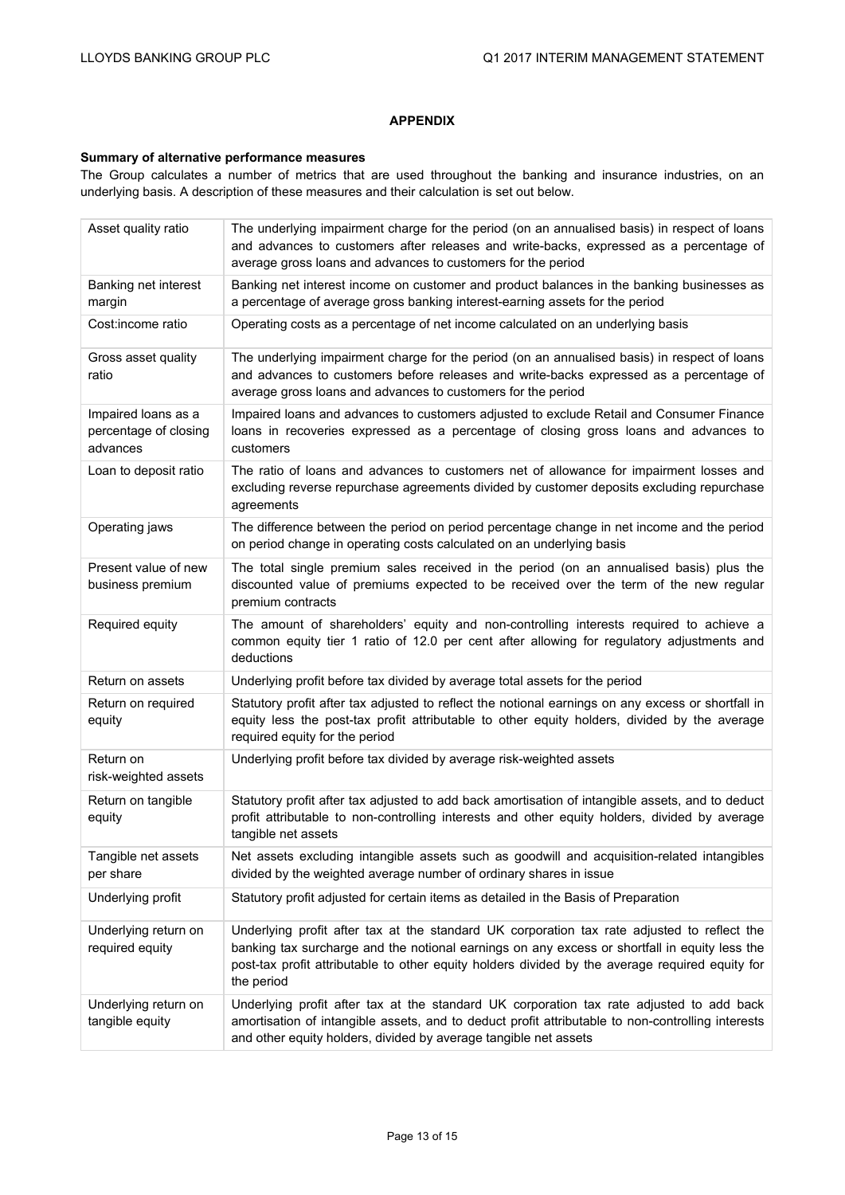## APPENDIX

**Summary of alternative performance measures**

The Group calculates a number of metrics that are used throughout the banking and insurance industries, on an underlying basis. A description of these measures and their calculation is set out below.

| | |
|---|---|
| Asset quality ratio | The underlying impairment charge for the period (on an annualised basis) in respect of loans and advances to customers after releases and write-backs, expressed as a percentage of average gross loans and advances to customers for the period |
| Banking net interest margin | Banking net interest income on customer and product balances in the banking businesses as a percentage of average gross banking interest-earning assets for the period |
| Cost:income ratio | Operating costs as a percentage of net income calculated on an underlying basis |
| Gross asset quality ratio | The underlying impairment charge for the period (on an annualised basis) in respect of loans and advances to customers before releases and write-backs expressed as a percentage of average gross loans and advances to customers for the period |
| Impaired loans as a percentage of closing advances | Impaired loans and advances to customers adjusted to exclude Retail and Consumer Finance loans in recoveries expressed as a percentage of closing gross loans and advances to customers |
| Loan to deposit ratio | The ratio of loans and advances to customers net of allowance for impairment losses and excluding reverse repurchase agreements divided by customer deposits excluding repurchase agreements |
| Operating jaws | The difference between the period on period percentage change in net income and the period on period change in operating costs calculated on an underlying basis |
| Present value of new business premium | The total single premium sales received in the period (on an annualised basis) plus the discounted value of premiums expected to be received over the term of the new regular premium contracts |
| Required equity | The amount of shareholders' equity and non-controlling interests required to achieve a common equity tier 1 ratio of 12.0 per cent after allowing for regulatory adjustments and deductions |
| Return on assets | Underlying profit before tax divided by average total assets for the period |
| Return on required equity | Statutory profit after tax adjusted to reflect the notional earnings on any excess or shortfall in equity less the post-tax profit attributable to other equity holders, divided by the average required equity for the period |
| Return on risk-weighted assets | Underlying profit before tax divided by average risk-weighted assets |
| Return on tangible equity | Statutory profit after tax adjusted to add back amortisation of intangible assets, and to deduct profit attributable to non-controlling interests and other equity holders, divided by average tangible net assets |
| Tangible net assets per share | Net assets excluding intangible assets such as goodwill and acquisition-related intangibles divided by the weighted average number of ordinary shares in issue |
| Underlying profit | Statutory profit adjusted for certain items as detailed in the Basis of Preparation |
| Underlying return on required equity | Underlying profit after tax at the standard UK corporation tax rate adjusted to reflect the banking tax surcharge and the notional earnings on any excess or shortfall in equity less the post-tax profit attributable to other equity holders divided by the average required equity for the period |
| Underlying return on tangible equity | Underlying profit after tax at the standard UK corporation tax rate adjusted to add back amortisation of intangible assets, and to deduct profit attributable to non-controlling interests and other equity holders, divided by average tangible net assets |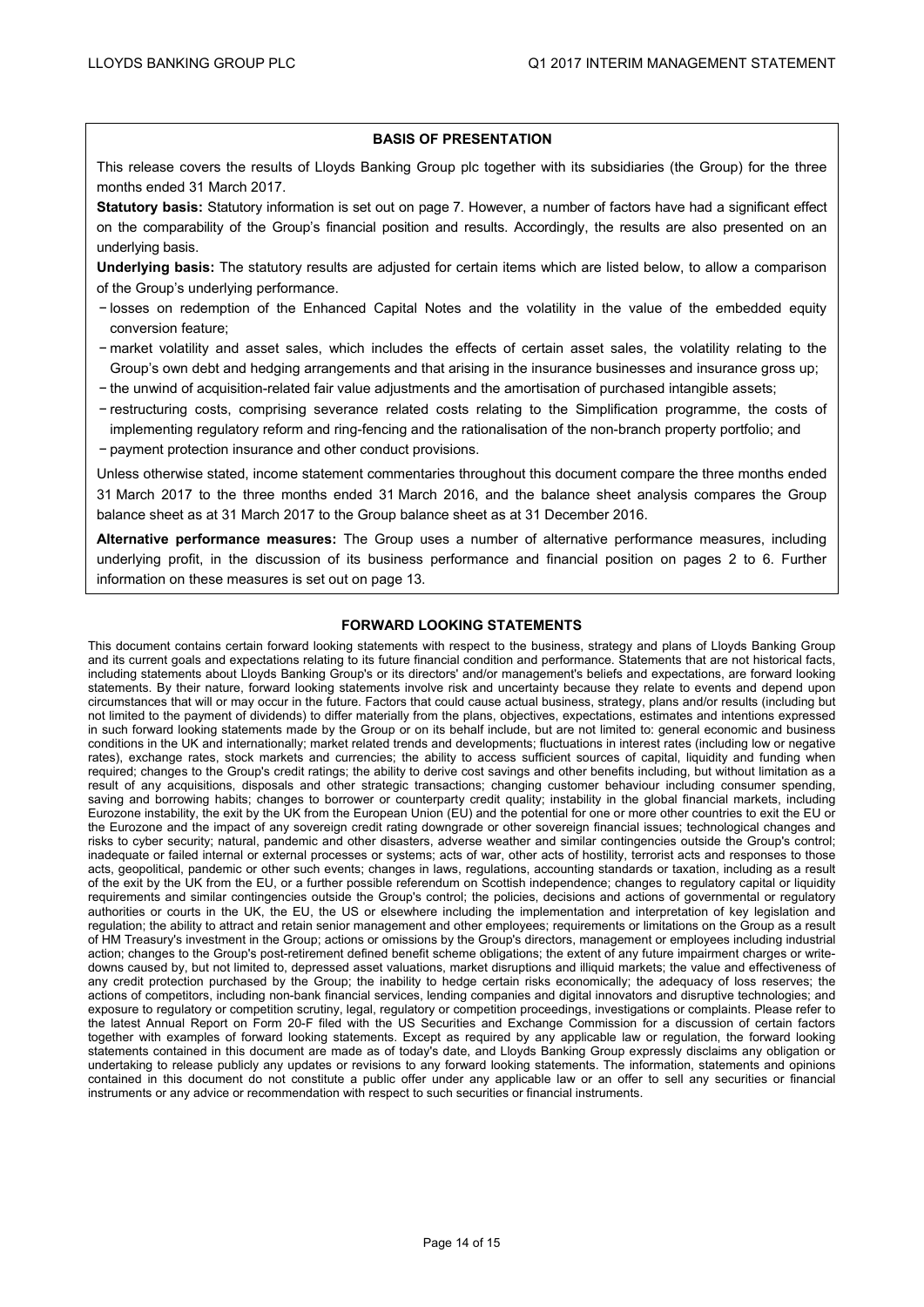## BASIS OF PRESENTATION

This release covers the results of Lloyds Banking Group plc together with its subsidiaries (the Group) for the three months ended 31 March 2017.

**Statutory basis:** Statutory information is set out on page 7. However, a number of factors have had a significant effect on the comparability of the Group's financial position and results. Accordingly, the results are also presented on an underlying basis.

**Underlying basis:** The statutory results are adjusted for certain items which are listed below, to allow a comparison of the Group's underlying performance.

- losses on redemption of the Enhanced Capital Notes and the volatility in the value of the embedded equity conversion feature;
- market volatility and asset sales, which includes the effects of certain asset sales, the volatility relating to the Group's own debt and hedging arrangements and that arising in the insurance businesses and insurance gross up;
- the unwind of acquisition-related fair value adjustments and the amortisation of purchased intangible assets;
- restructuring costs, comprising severance related costs relating to the Simplification programme, the costs of implementing regulatory reform and ring-fencing and the rationalisation of the non-branch property portfolio; and
- payment protection insurance and other conduct provisions.

Unless otherwise stated, income statement commentaries throughout this document compare the three months ended 31 March 2017 to the three months ended 31 March 2016, and the balance sheet analysis compares the Group balance sheet as at 31 March 2017 to the Group balance sheet as at 31 December 2016.

**Alternative performance measures:** The Group uses a number of alternative performance measures, including underlying profit, in the discussion of its business performance and financial position on pages 2 to 6. Further information on these measures is set out on page 13.

## FORWARD LOOKING STATEMENTS

This document contains certain forward looking statements with respect to the business, strategy and plans of Lloyds Banking Group and its current goals and expectations relating to its future financial condition and performance. Statements that are not historical facts, including statements about Lloyds Banking Group's or its directors' and/or management's beliefs and expectations, are forward looking statements. By their nature, forward looking statements involve risk and uncertainty because they relate to events and depend upon circumstances that will or may occur in the future. Factors that could cause actual business, strategy, plans and/or results (including but not limited to the payment of dividends) to differ materially from the plans, objectives, expectations, estimates and intentions expressed in such forward looking statements made by the Group or on its behalf include, but are not limited to: general economic and business conditions in the UK and internationally; market related trends and developments; fluctuations in interest rates (including low or negative rates), exchange rates, stock markets and currencies; the ability to access sufficient sources of capital, liquidity and funding when required; changes to the Group's credit ratings; the ability to derive cost savings and other benefits including, but without limitation as a result of any acquisitions, disposals and other strategic transactions; changing customer behaviour including consumer spending, saving and borrowing habits; changes to borrower or counterparty credit quality; instability in the global financial markets, including Eurozone instability, the exit by the UK from the European Union (EU) and the potential for one or more other countries to exit the EU or the Eurozone and the impact of any sovereign credit rating downgrade or other sovereign financial issues; technological changes and risks to cyber security; natural, pandemic and other disasters, adverse weather and similar contingencies outside the Group's control; inadequate or failed internal or external processes or systems; acts of war, other acts of hostility, terrorist acts and responses to those acts, geopolitical, pandemic or other such events; changes in laws, regulations, accounting standards or taxation, including as a result of the exit by the UK from the EU, or a further possible referendum on Scottish independence; changes to regulatory capital or liquidity requirements and similar contingencies outside the Group's control; the policies, decisions and actions of governmental or regulatory authorities or courts in the UK, the EU, the US or elsewhere including the implementation and interpretation of key legislation and regulation; the ability to attract and retain senior management and other employees; requirements or limitations on the Group as a result of HM Treasury's investment in the Group; actions or omissions by the Group's directors, management or employees including industrial action; changes to the Group's post-retirement defined benefit scheme obligations; the extent of any future impairment charges or write-downs caused by, but not limited to, depressed asset valuations, market disruptions and illiquid markets; the value and effectiveness of any credit protection purchased by the Group; the inability to hedge certain risks economically; the adequacy of loss reserves; the actions of competitors, including non-bank financial services, lending companies and digital innovators and disruptive technologies; and exposure to regulatory or competition scrutiny, legal, regulatory or competition proceedings, investigations or complaints. Please refer to the latest Annual Report on Form 20-F filed with the US Securities and Exchange Commission for a discussion of certain factors together with examples of forward looking statements. Except as required by any applicable law or regulation, the forward looking statements contained in this document are made as of today's date, and Lloyds Banking Group expressly disclaims any obligation or undertaking to release publicly any updates or revisions to any forward looking statements. The information, statements and opinions contained in this document do not constitute a public offer under any applicable law or an offer to sell any securities or financial instruments or any advice or recommendation with respect to such securities or financial instruments.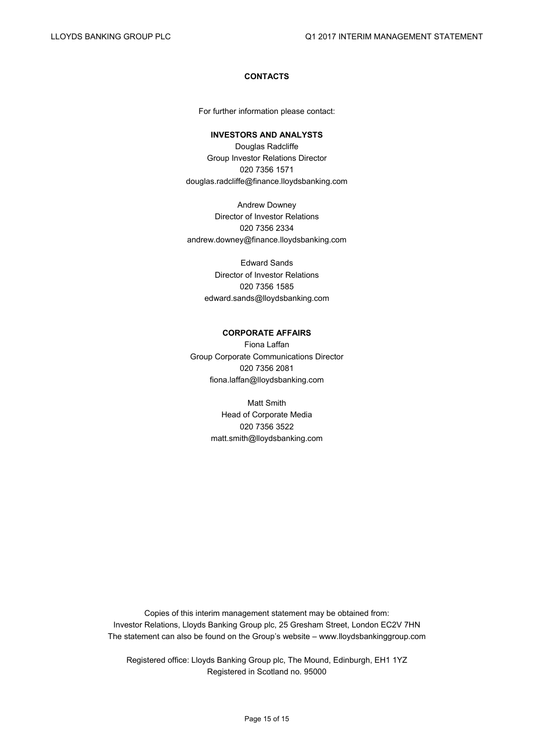## CONTACTS

For further information please contact:

**INVESTORS AND ANALYSTS**

Douglas Radcliffe
Group Investor Relations Director
020 7356 1571
douglas.radcliffe@finance.lloydsbanking.com

Andrew Downey
Director of Investor Relations
020 7356 2334
andrew.downey@finance.lloydsbanking.com

Edward Sands
Director of Investor Relations
020 7356 1585
edward.sands@lloydsbanking.com

**CORPORATE AFFAIRS**

Fiona Laffan
Group Corporate Communications Director
020 7356 2081
fiona.laffan@lloydsbanking.com

Matt Smith
Head of Corporate Media
020 7356 3522
matt.smith@lloydsbanking.com

Copies of this interim management statement may be obtained from:
Investor Relations, Lloyds Banking Group plc, 25 Gresham Street, London EC2V 7HN
The statement can also be found on the Group's website – www.lloydsbankinggroup.com

Registered office: Lloyds Banking Group plc, The Mound, Edinburgh, EH1 1YZ
Registered in Scotland no. 95000